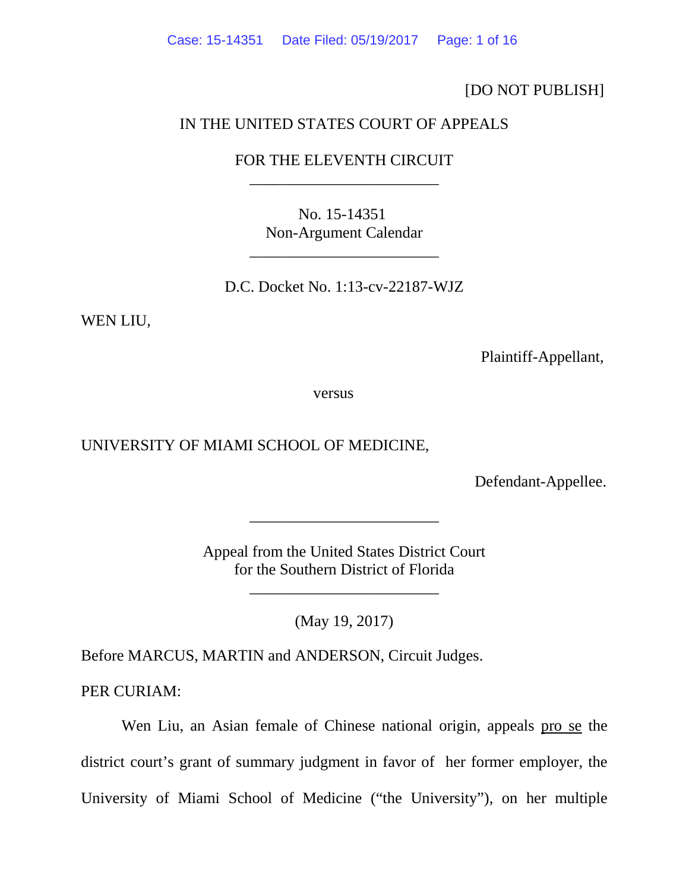[DO NOT PUBLISH]

IN THE UNITED STATES COURT OF APPEALS

FOR THE ELEVENTH CIRCUIT

________________________

No. 15-14351
Non-Argument Calendar

________________________

D.C. Docket No. 1:13-cv-22187-WJZ

WEN LIU,

Plaintiff-Appellant,

versus

UNIVERSITY OF MIAMI SCHOOL OF MEDICINE,

Defendant-Appellee.

________________________

Appeal from the United States District Court
for the Southern District of Florida

________________________

(May 19, 2017)

Before MARCUS, MARTIN and ANDERSON, Circuit Judges.

PER CURIAM:

Wen Liu, an Asian female of Chinese national origin, appeals pro se the district court's grant of summary judgment in favor of her former employer, the University of Miami School of Medicine ("the University"), on her multiple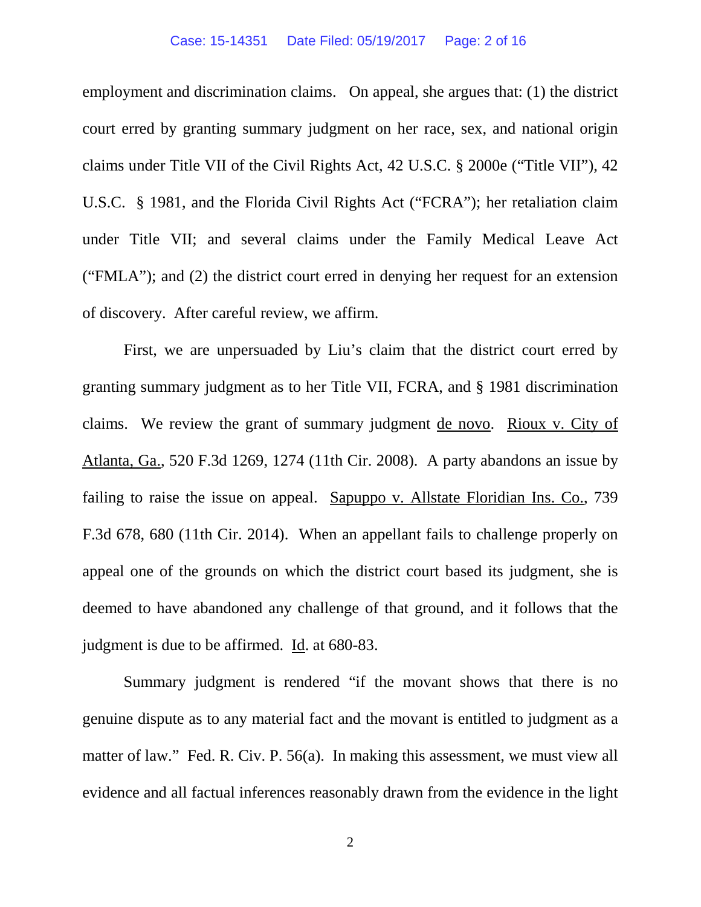employment and discrimination claims. On appeal, she argues that: (1) the district court erred by granting summary judgment on her race, sex, and national origin claims under Title VII of the Civil Rights Act, 42 U.S.C. § 2000e ("Title VII"), 42 U.S.C. § 1981, and the Florida Civil Rights Act ("FCRA"); her retaliation claim under Title VII; and several claims under the Family Medical Leave Act ("FMLA"); and (2) the district court erred in denying her request for an extension of discovery. After careful review, we affirm.

First, we are unpersuaded by Liu's claim that the district court erred by granting summary judgment as to her Title VII, FCRA, and § 1981 discrimination claims. We review the grant of summary judgment de novo. Rioux v. City of Atlanta, Ga., 520 F.3d 1269, 1274 (11th Cir. 2008). A party abandons an issue by failing to raise the issue on appeal. Sapuppo v. Allstate Floridian Ins. Co., 739 F.3d 678, 680 (11th Cir. 2014). When an appellant fails to challenge properly on appeal one of the grounds on which the district court based its judgment, she is deemed to have abandoned any challenge of that ground, and it follows that the judgment is due to be affirmed. Id. at 680-83.

Summary judgment is rendered "if the movant shows that there is no genuine dispute as to any material fact and the movant is entitled to judgment as a matter of law." Fed. R. Civ. P. 56(a). In making this assessment, we must view all evidence and all factual inferences reasonably drawn from the evidence in the light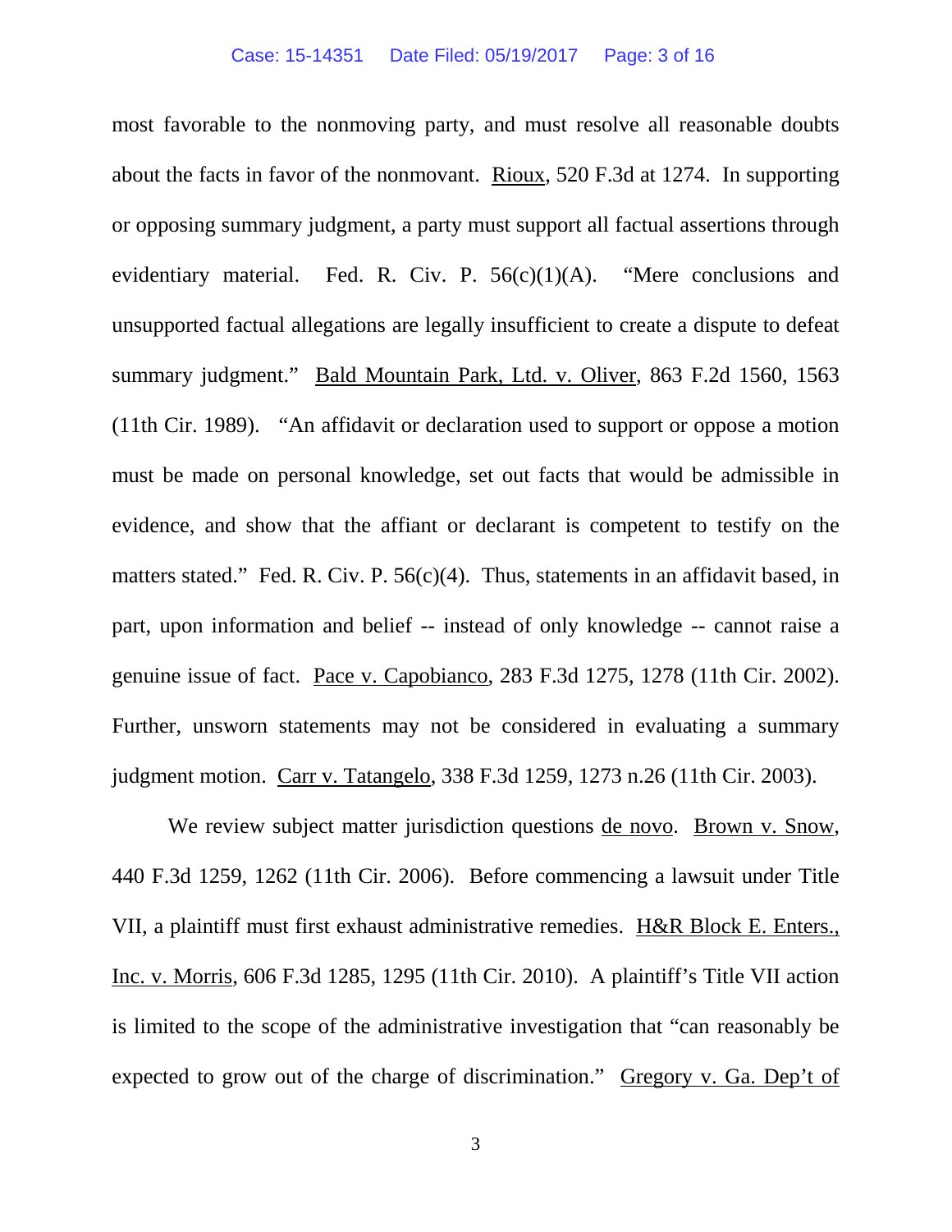most favorable to the nonmoving party, and must resolve all reasonable doubts about the facts in favor of the nonmovant. Rioux, 520 F.3d at 1274. In supporting or opposing summary judgment, a party must support all factual assertions through evidentiary material. Fed. R. Civ. P. 56(c)(1)(A). "Mere conclusions and unsupported factual allegations are legally insufficient to create a dispute to defeat summary judgment." Bald Mountain Park, Ltd. v. Oliver, 863 F.2d 1560, 1563 (11th Cir. 1989). "An affidavit or declaration used to support or oppose a motion must be made on personal knowledge, set out facts that would be admissible in evidence, and show that the affiant or declarant is competent to testify on the matters stated." Fed. R. Civ. P. 56(c)(4). Thus, statements in an affidavit based, in part, upon information and belief -- instead of only knowledge -- cannot raise a genuine issue of fact. Pace v. Capobianco, 283 F.3d 1275, 1278 (11th Cir. 2002). Further, unsworn statements may not be considered in evaluating a summary judgment motion. Carr v. Tatangelo, 338 F.3d 1259, 1273 n.26 (11th Cir. 2003).

We review subject matter jurisdiction questions de novo. Brown v. Snow, 440 F.3d 1259, 1262 (11th Cir. 2006). Before commencing a lawsuit under Title VII, a plaintiff must first exhaust administrative remedies. H&R Block E. Enters., Inc. v. Morris, 606 F.3d 1285, 1295 (11th Cir. 2010). A plaintiff's Title VII action is limited to the scope of the administrative investigation that "can reasonably be expected to grow out of the charge of discrimination." Gregory v. Ga. Dep't of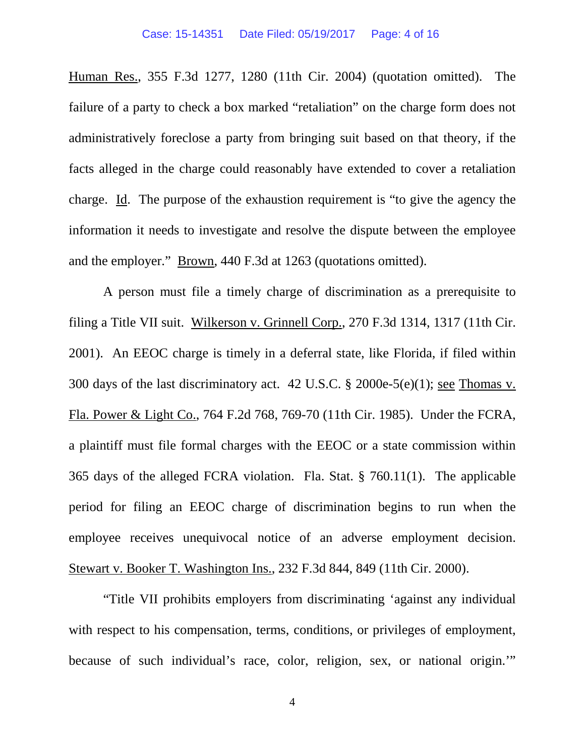Human Res., 355 F.3d 1277, 1280 (11th Cir. 2004) (quotation omitted). The failure of a party to check a box marked "retaliation" on the charge form does not administratively foreclose a party from bringing suit based on that theory, if the facts alleged in the charge could reasonably have extended to cover a retaliation charge. Id. The purpose of the exhaustion requirement is "to give the agency the information it needs to investigate and resolve the dispute between the employee and the employer." Brown, 440 F.3d at 1263 (quotations omitted).

A person must file a timely charge of discrimination as a prerequisite to filing a Title VII suit. Wilkerson v. Grinnell Corp., 270 F.3d 1314, 1317 (11th Cir. 2001). An EEOC charge is timely in a deferral state, like Florida, if filed within 300 days of the last discriminatory act. 42 U.S.C. § 2000e-5(e)(1); see Thomas v. Fla. Power & Light Co., 764 F.2d 768, 769-70 (11th Cir. 1985). Under the FCRA, a plaintiff must file formal charges with the EEOC or a state commission within 365 days of the alleged FCRA violation. Fla. Stat. § 760.11(1). The applicable period for filing an EEOC charge of discrimination begins to run when the employee receives unequivocal notice of an adverse employment decision. Stewart v. Booker T. Washington Ins., 232 F.3d 844, 849 (11th Cir. 2000).

"Title VII prohibits employers from discriminating 'against any individual with respect to his compensation, terms, conditions, or privileges of employment, because of such individual's race, color, religion, sex, or national origin.'"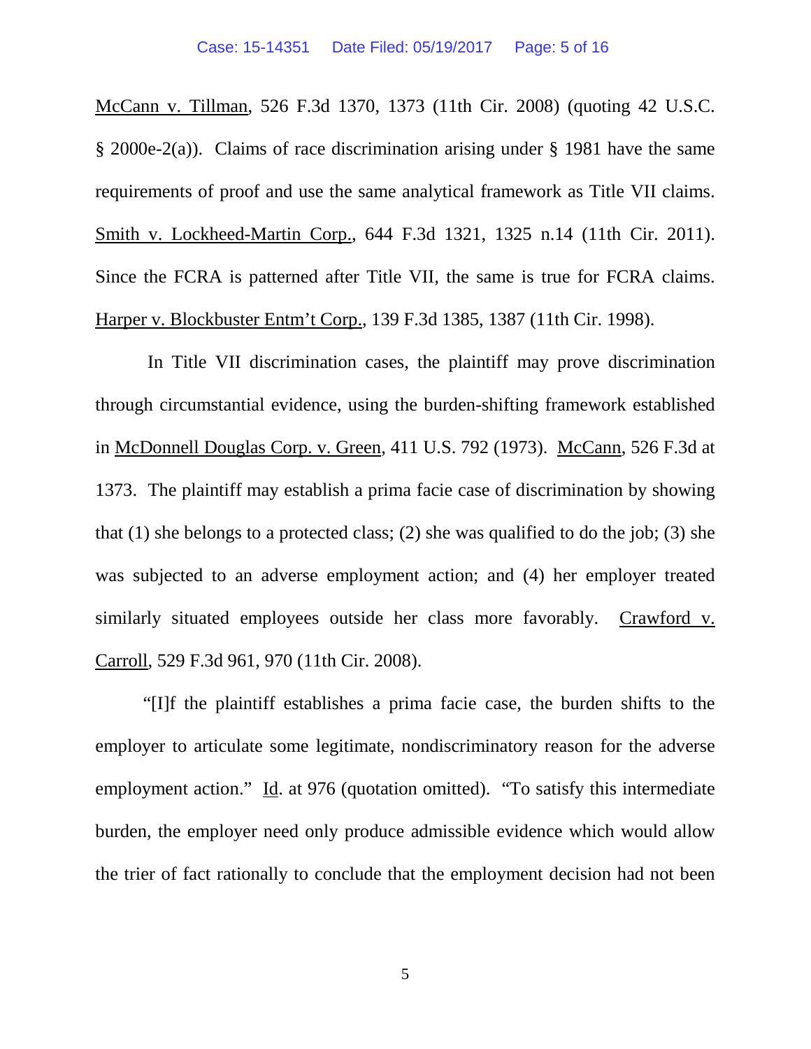McCann v. Tillman, 526 F.3d 1370, 1373 (11th Cir. 2008) (quoting 42 U.S.C. § 2000e-2(a)). Claims of race discrimination arising under § 1981 have the same requirements of proof and use the same analytical framework as Title VII claims. Smith v. Lockheed-Martin Corp., 644 F.3d 1321, 1325 n.14 (11th Cir. 2011). Since the FCRA is patterned after Title VII, the same is true for FCRA claims. Harper v. Blockbuster Entm't Corp., 139 F.3d 1385, 1387 (11th Cir. 1998).

In Title VII discrimination cases, the plaintiff may prove discrimination through circumstantial evidence, using the burden-shifting framework established in McDonnell Douglas Corp. v. Green, 411 U.S. 792 (1973). McCann, 526 F.3d at 1373. The plaintiff may establish a prima facie case of discrimination by showing that (1) she belongs to a protected class; (2) she was qualified to do the job; (3) she was subjected to an adverse employment action; and (4) her employer treated similarly situated employees outside her class more favorably. Crawford v. Carroll, 529 F.3d 961, 970 (11th Cir. 2008).

"[I]f the plaintiff establishes a prima facie case, the burden shifts to the employer to articulate some legitimate, nondiscriminatory reason for the adverse employment action." Id. at 976 (quotation omitted). "To satisfy this intermediate burden, the employer need only produce admissible evidence which would allow the trier of fact rationally to conclude that the employment decision had not been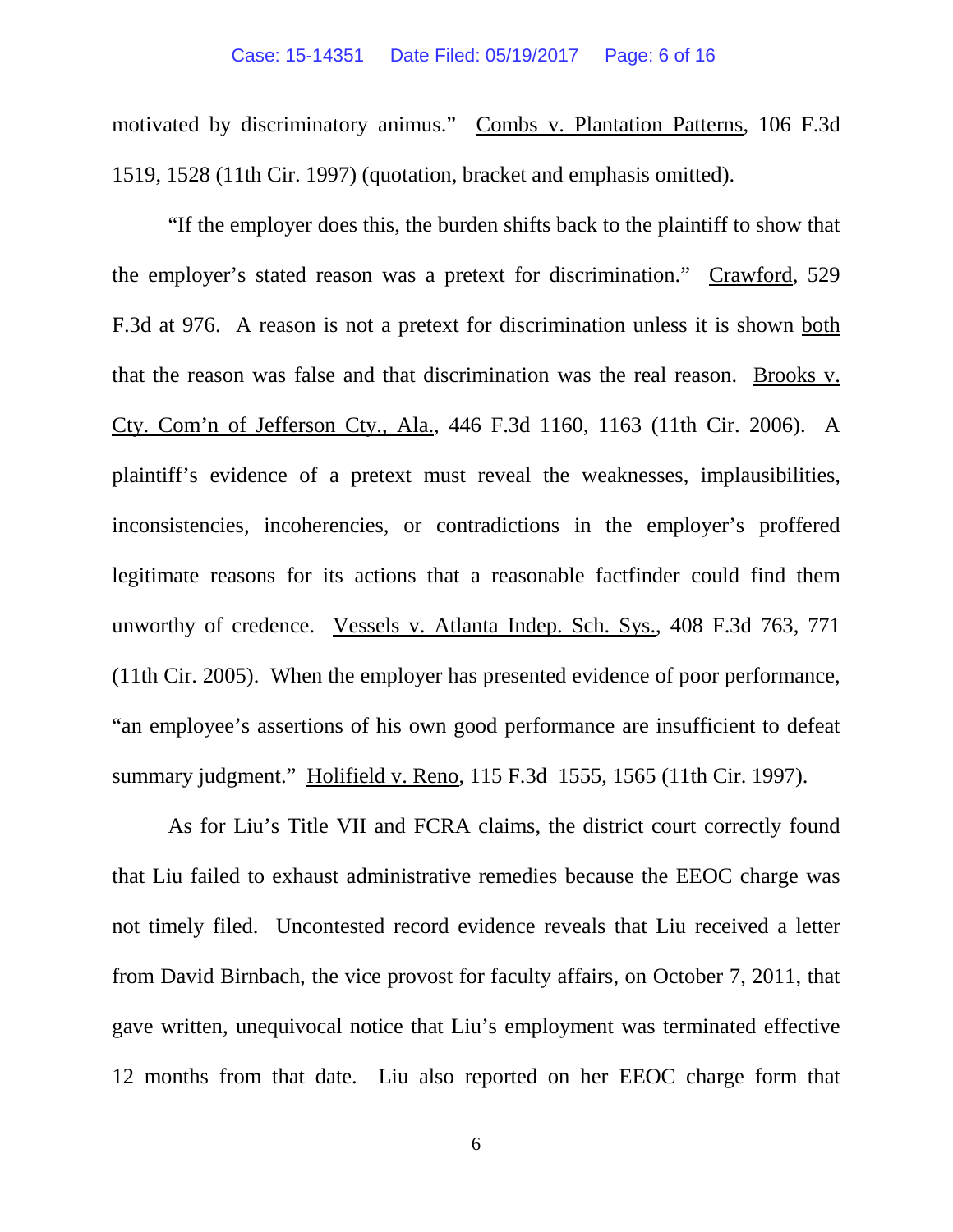motivated by discriminatory animus." Combs v. Plantation Patterns, 106 F.3d 1519, 1528 (11th Cir. 1997) (quotation, bracket and emphasis omitted).

"If the employer does this, the burden shifts back to the plaintiff to show that the employer's stated reason was a pretext for discrimination." Crawford, 529 F.3d at 976. A reason is not a pretext for discrimination unless it is shown both that the reason was false and that discrimination was the real reason. Brooks v. Cty. Com'n of Jefferson Cty., Ala., 446 F.3d 1160, 1163 (11th Cir. 2006). A plaintiff's evidence of a pretext must reveal the weaknesses, implausibilities, inconsistencies, incoherencies, or contradictions in the employer's proffered legitimate reasons for its actions that a reasonable factfinder could find them unworthy of credence. Vessels v. Atlanta Indep. Sch. Sys., 408 F.3d 763, 771 (11th Cir. 2005). When the employer has presented evidence of poor performance, "an employee's assertions of his own good performance are insufficient to defeat summary judgment." Holifield v. Reno, 115 F.3d 1555, 1565 (11th Cir. 1997).

As for Liu's Title VII and FCRA claims, the district court correctly found that Liu failed to exhaust administrative remedies because the EEOC charge was not timely filed. Uncontested record evidence reveals that Liu received a letter from David Birnbach, the vice provost for faculty affairs, on October 7, 2011, that gave written, unequivocal notice that Liu's employment was terminated effective 12 months from that date. Liu also reported on her EEOC charge form that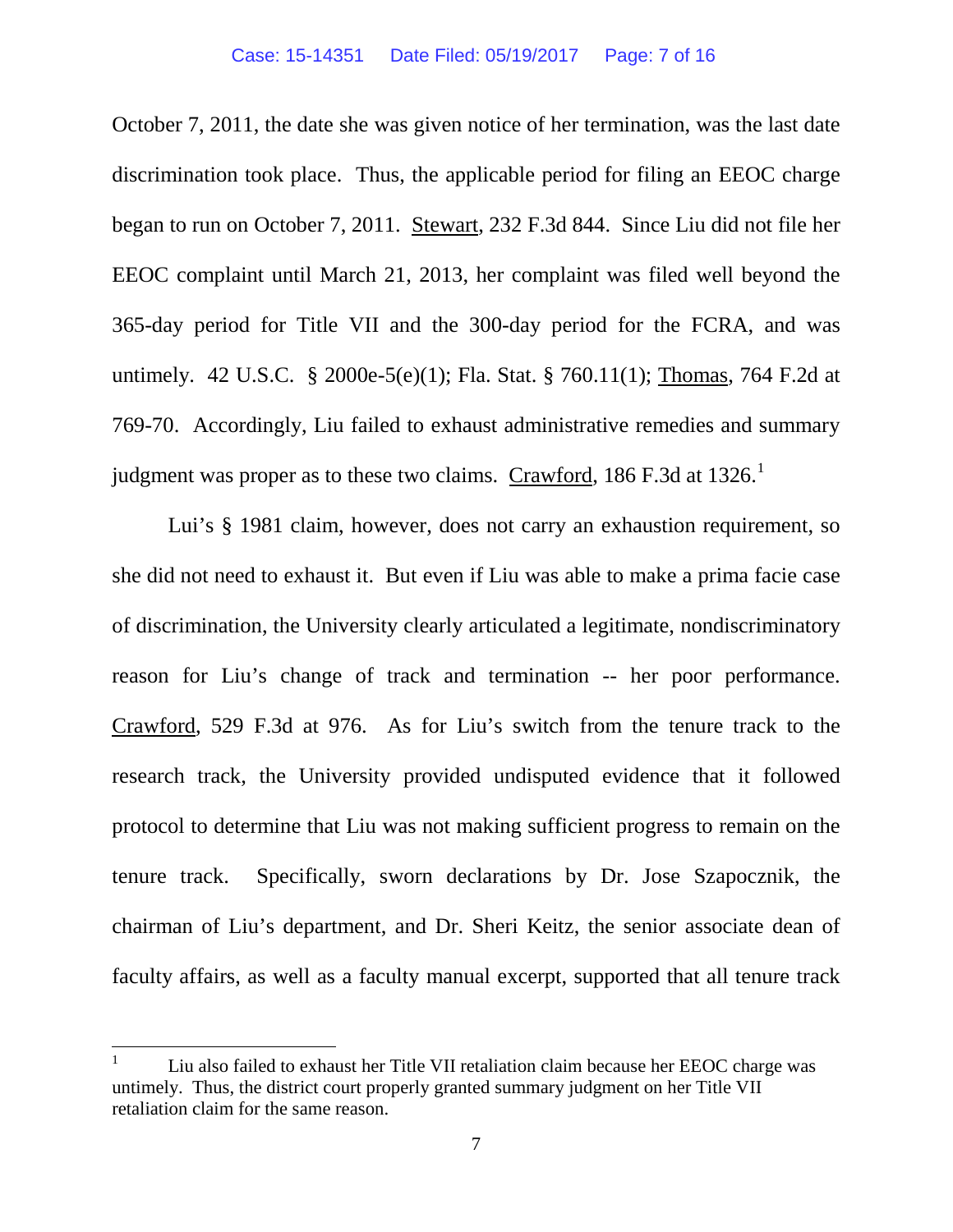October 7, 2011, the date she was given notice of her termination, was the last date discrimination took place. Thus, the applicable period for filing an EEOC charge began to run on October 7, 2011. Stewart, 232 F.3d 844. Since Liu did not file her EEOC complaint until March 21, 2013, her complaint was filed well beyond the 365-day period for Title VII and the 300-day period for the FCRA, and was untimely. 42 U.S.C. § 2000e-5(e)(1); Fla. Stat. § 760.11(1); Thomas, 764 F.2d at 769-70. Accordingly, Liu failed to exhaust administrative remedies and summary judgment was proper as to these two claims. Crawford, 186 F.3d at 1326.[1]

Lui's § 1981 claim, however, does not carry an exhaustion requirement, so she did not need to exhaust it. But even if Liu was able to make a prima facie case of discrimination, the University clearly articulated a legitimate, nondiscriminatory reason for Liu's change of track and termination -- her poor performance. Crawford, 529 F.3d at 976. As for Liu's switch from the tenure track to the research track, the University provided undisputed evidence that it followed protocol to determine that Liu was not making sufficient progress to remain on the tenure track. Specifically, sworn declarations by Dr. Jose Szapocznik, the chairman of Liu's department, and Dr. Sheri Keitz, the senior associate dean of faculty affairs, as well as a faculty manual excerpt, supported that all tenure track

---

[1] Liu also failed to exhaust her Title VII retaliation claim because her EEOC charge was untimely. Thus, the district court properly granted summary judgment on her Title VII retaliation claim for the same reason.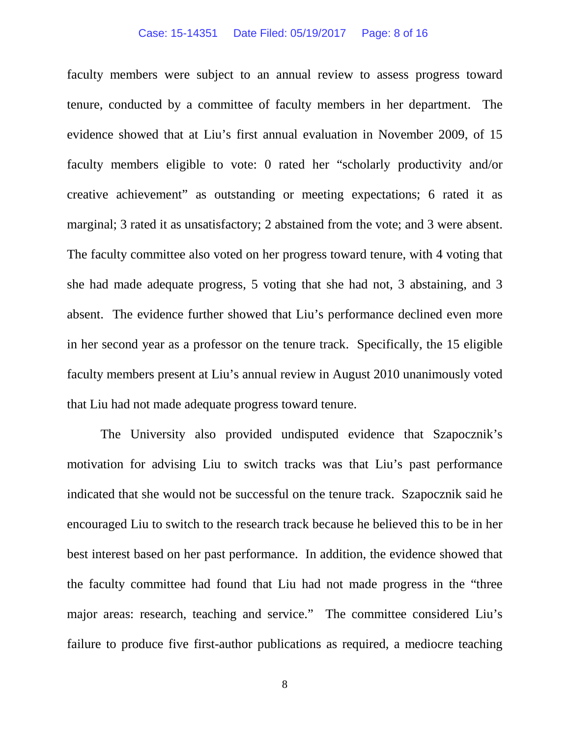faculty members were subject to an annual review to assess progress toward tenure, conducted by a committee of faculty members in her department. The evidence showed that at Liu's first annual evaluation in November 2009, of 15 faculty members eligible to vote: 0 rated her "scholarly productivity and/or creative achievement" as outstanding or meeting expectations; 6 rated it as marginal; 3 rated it as unsatisfactory; 2 abstained from the vote; and 3 were absent. The faculty committee also voted on her progress toward tenure, with 4 voting that she had made adequate progress, 5 voting that she had not, 3 abstaining, and 3 absent. The evidence further showed that Liu's performance declined even more in her second year as a professor on the tenure track. Specifically, the 15 eligible faculty members present at Liu's annual review in August 2010 unanimously voted that Liu had not made adequate progress toward tenure.

The University also provided undisputed evidence that Szapocznik's motivation for advising Liu to switch tracks was that Liu's past performance indicated that she would not be successful on the tenure track. Szapocznik said he encouraged Liu to switch to the research track because he believed this to be in her best interest based on her past performance. In addition, the evidence showed that the faculty committee had found that Liu had not made progress in the "three major areas: research, teaching and service." The committee considered Liu's failure to produce five first-author publications as required, a mediocre teaching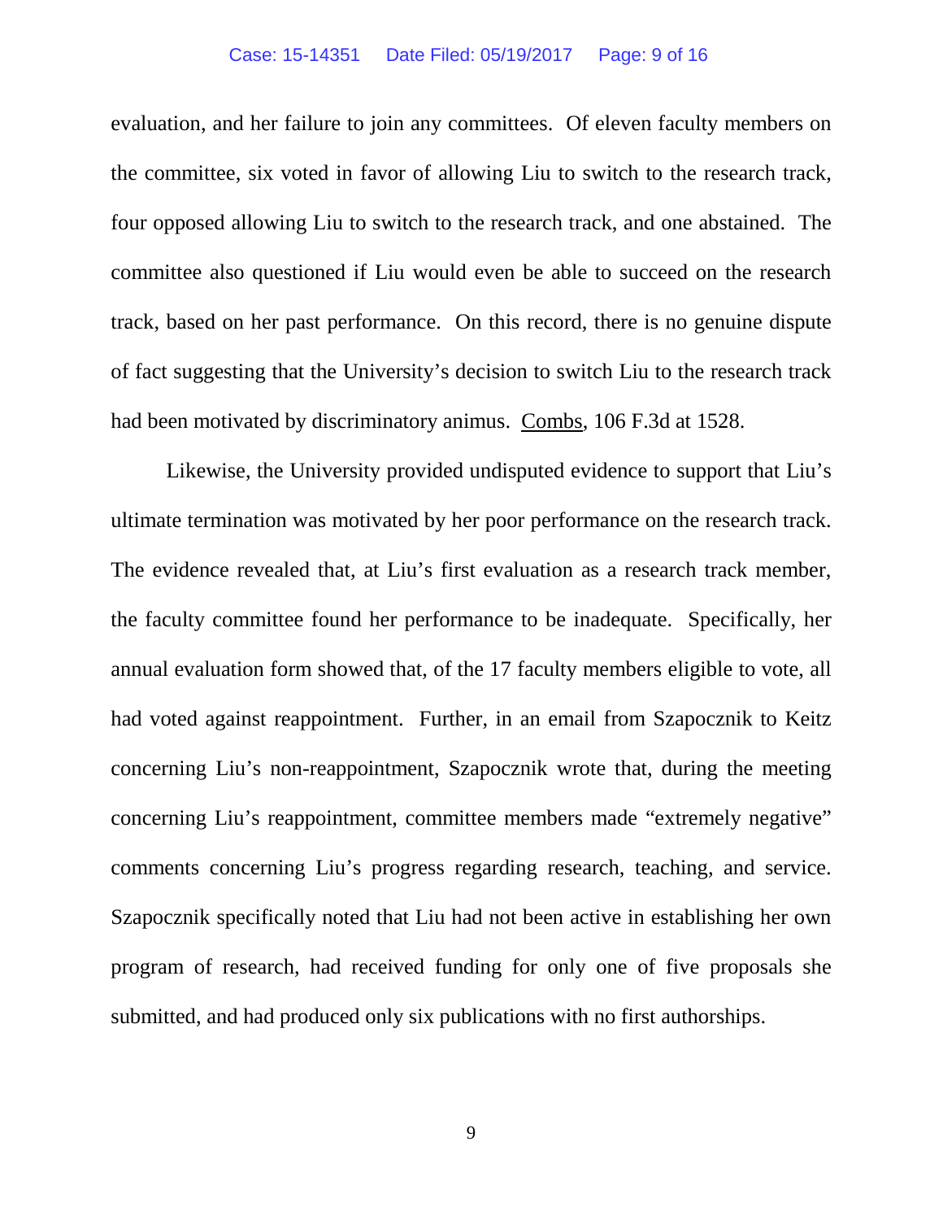evaluation, and her failure to join any committees. Of eleven faculty members on the committee, six voted in favor of allowing Liu to switch to the research track, four opposed allowing Liu to switch to the research track, and one abstained. The committee also questioned if Liu would even be able to succeed on the research track, based on her past performance. On this record, there is no genuine dispute of fact suggesting that the University's decision to switch Liu to the research track had been motivated by discriminatory animus. Combs, 106 F.3d at 1528.

Likewise, the University provided undisputed evidence to support that Liu's ultimate termination was motivated by her poor performance on the research track. The evidence revealed that, at Liu's first evaluation as a research track member, the faculty committee found her performance to be inadequate. Specifically, her annual evaluation form showed that, of the 17 faculty members eligible to vote, all had voted against reappointment. Further, in an email from Szapocznik to Keitz concerning Liu's non-reappointment, Szapocznik wrote that, during the meeting concerning Liu's reappointment, committee members made "extremely negative" comments concerning Liu's progress regarding research, teaching, and service. Szapocznik specifically noted that Liu had not been active in establishing her own program of research, had received funding for only one of five proposals she submitted, and had produced only six publications with no first authorships.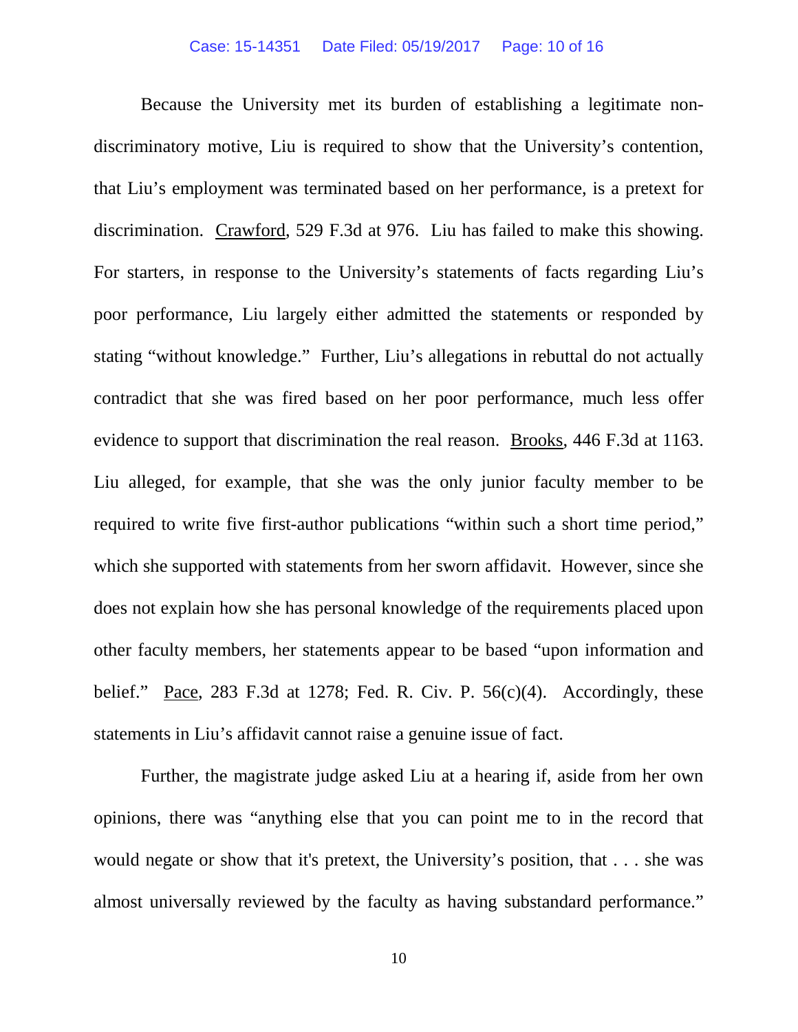Because the University met its burden of establishing a legitimate non-discriminatory motive, Liu is required to show that the University's contention, that Liu's employment was terminated based on her performance, is a pretext for discrimination. Crawford, 529 F.3d at 976. Liu has failed to make this showing. For starters, in response to the University's statements of facts regarding Liu's poor performance, Liu largely either admitted the statements or responded by stating "without knowledge." Further, Liu's allegations in rebuttal do not actually contradict that she was fired based on her poor performance, much less offer evidence to support that discrimination the real reason. Brooks, 446 F.3d at 1163. Liu alleged, for example, that she was the only junior faculty member to be required to write five first-author publications "within such a short time period," which she supported with statements from her sworn affidavit. However, since she does not explain how she has personal knowledge of the requirements placed upon other faculty members, her statements appear to be based "upon information and belief." Pace, 283 F.3d at 1278; Fed. R. Civ. P. 56(c)(4). Accordingly, these statements in Liu's affidavit cannot raise a genuine issue of fact.

Further, the magistrate judge asked Liu at a hearing if, aside from her own opinions, there was "anything else that you can point me to in the record that would negate or show that it's pretext, the University's position, that . . . she was almost universally reviewed by the faculty as having substandard performance."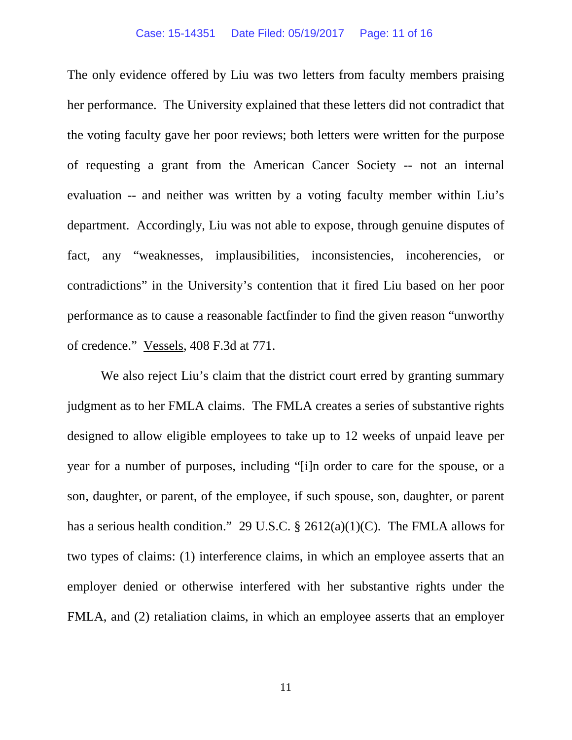The only evidence offered by Liu was two letters from faculty members praising her performance. The University explained that these letters did not contradict that the voting faculty gave her poor reviews; both letters were written for the purpose of requesting a grant from the American Cancer Society -- not an internal evaluation -- and neither was written by a voting faculty member within Liu's department. Accordingly, Liu was not able to expose, through genuine disputes of fact, any "weaknesses, implausibilities, inconsistencies, incoherencies, or contradictions" in the University's contention that it fired Liu based on her poor performance as to cause a reasonable factfinder to find the given reason "unworthy of credence." Vessels, 408 F.3d at 771.

We also reject Liu's claim that the district court erred by granting summary judgment as to her FMLA claims. The FMLA creates a series of substantive rights designed to allow eligible employees to take up to 12 weeks of unpaid leave per year for a number of purposes, including "[i]n order to care for the spouse, or a son, daughter, or parent, of the employee, if such spouse, son, daughter, or parent has a serious health condition." 29 U.S.C. § 2612(a)(1)(C). The FMLA allows for two types of claims: (1) interference claims, in which an employee asserts that an employer denied or otherwise interfered with her substantive rights under the FMLA, and (2) retaliation claims, in which an employee asserts that an employer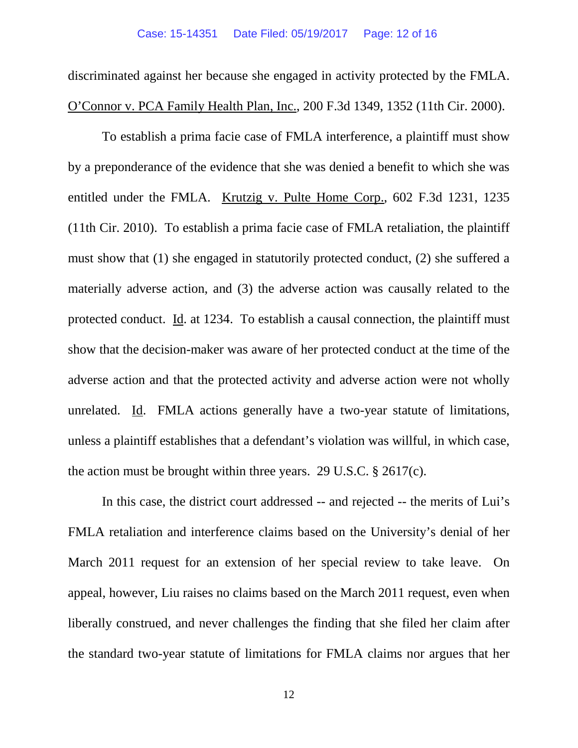discriminated against her because she engaged in activity protected by the FMLA. O'Connor v. PCA Family Health Plan, Inc., 200 F.3d 1349, 1352 (11th Cir. 2000).

To establish a prima facie case of FMLA interference, a plaintiff must show by a preponderance of the evidence that she was denied a benefit to which she was entitled under the FMLA. Krutzig v. Pulte Home Corp., 602 F.3d 1231, 1235 (11th Cir. 2010). To establish a prima facie case of FMLA retaliation, the plaintiff must show that (1) she engaged in statutorily protected conduct, (2) she suffered a materially adverse action, and (3) the adverse action was causally related to the protected conduct. Id. at 1234. To establish a causal connection, the plaintiff must show that the decision-maker was aware of her protected conduct at the time of the adverse action and that the protected activity and adverse action were not wholly unrelated. Id. FMLA actions generally have a two-year statute of limitations, unless a plaintiff establishes that a defendant's violation was willful, in which case, the action must be brought within three years. 29 U.S.C. § 2617(c).

In this case, the district court addressed -- and rejected -- the merits of Lui's FMLA retaliation and interference claims based on the University's denial of her March 2011 request for an extension of her special review to take leave. On appeal, however, Liu raises no claims based on the March 2011 request, even when liberally construed, and never challenges the finding that she filed her claim after the standard two-year statute of limitations for FMLA claims nor argues that her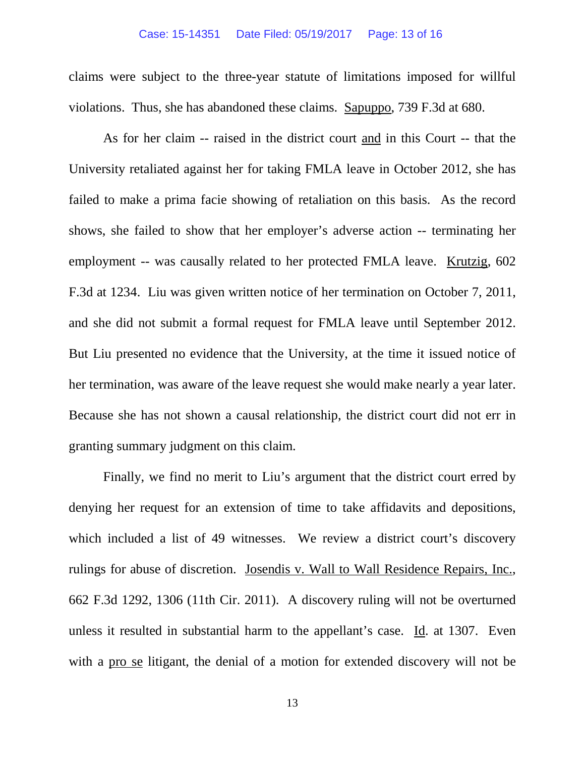claims were subject to the three-year statute of limitations imposed for willful violations. Thus, she has abandoned these claims. Sapuppo, 739 F.3d at 680.

As for her claim -- raised in the district court and in this Court -- that the University retaliated against her for taking FMLA leave in October 2012, she has failed to make a prima facie showing of retaliation on this basis. As the record shows, she failed to show that her employer's adverse action -- terminating her employment -- was causally related to her protected FMLA leave. Krutzig, 602 F.3d at 1234. Liu was given written notice of her termination on October 7, 2011, and she did not submit a formal request for FMLA leave until September 2012. But Liu presented no evidence that the University, at the time it issued notice of her termination, was aware of the leave request she would make nearly a year later. Because she has not shown a causal relationship, the district court did not err in granting summary judgment on this claim.

Finally, we find no merit to Liu's argument that the district court erred by denying her request for an extension of time to take affidavits and depositions, which included a list of 49 witnesses. We review a district court's discovery rulings for abuse of discretion. Josendis v. Wall to Wall Residence Repairs, Inc., 662 F.3d 1292, 1306 (11th Cir. 2011). A discovery ruling will not be overturned unless it resulted in substantial harm to the appellant's case. Id. at 1307. Even with a pro se litigant, the denial of a motion for extended discovery will not be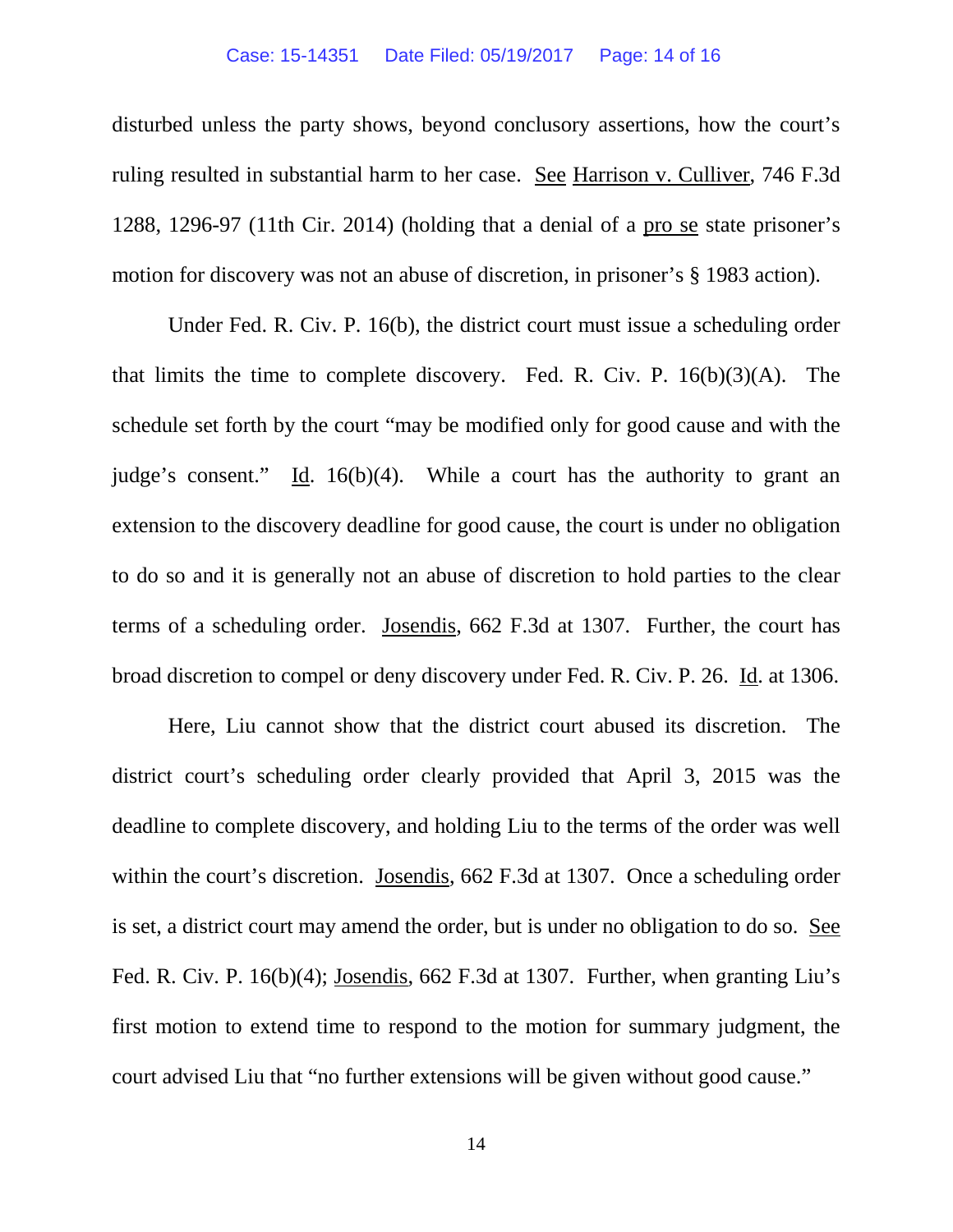disturbed unless the party shows, beyond conclusory assertions, how the court's ruling resulted in substantial harm to her case. See Harrison v. Culliver, 746 F.3d 1288, 1296-97 (11th Cir. 2014) (holding that a denial of a pro se state prisoner's motion for discovery was not an abuse of discretion, in prisoner's § 1983 action).

Under Fed. R. Civ. P. 16(b), the district court must issue a scheduling order that limits the time to complete discovery. Fed. R. Civ. P. 16(b)(3)(A). The schedule set forth by the court "may be modified only for good cause and with the judge's consent." Id. 16(b)(4). While a court has the authority to grant an extension to the discovery deadline for good cause, the court is under no obligation to do so and it is generally not an abuse of discretion to hold parties to the clear terms of a scheduling order. Josendis, 662 F.3d at 1307. Further, the court has broad discretion to compel or deny discovery under Fed. R. Civ. P. 26. Id. at 1306.

Here, Liu cannot show that the district court abused its discretion. The district court's scheduling order clearly provided that April 3, 2015 was the deadline to complete discovery, and holding Liu to the terms of the order was well within the court's discretion. Josendis, 662 F.3d at 1307. Once a scheduling order is set, a district court may amend the order, but is under no obligation to do so. See Fed. R. Civ. P. 16(b)(4); Josendis, 662 F.3d at 1307. Further, when granting Liu's first motion to extend time to respond to the motion for summary judgment, the court advised Liu that "no further extensions will be given without good cause."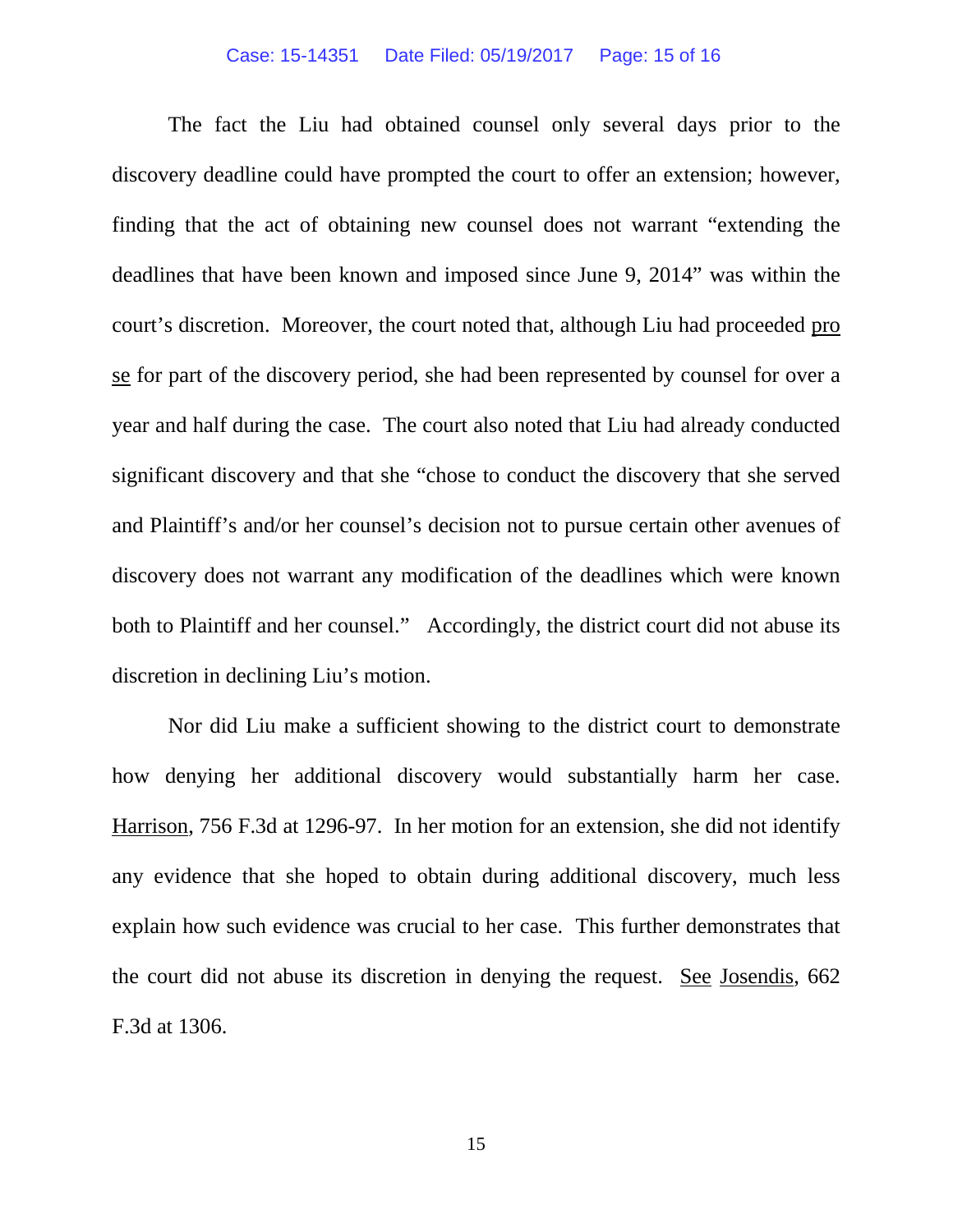The fact the Liu had obtained counsel only several days prior to the discovery deadline could have prompted the court to offer an extension; however, finding that the act of obtaining new counsel does not warrant "extending the deadlines that have been known and imposed since June 9, 2014" was within the court's discretion. Moreover, the court noted that, although Liu had proceeded pro se for part of the discovery period, she had been represented by counsel for over a year and half during the case. The court also noted that Liu had already conducted significant discovery and that she "chose to conduct the discovery that she served and Plaintiff's and/or her counsel's decision not to pursue certain other avenues of discovery does not warrant any modification of the deadlines which were known both to Plaintiff and her counsel." Accordingly, the district court did not abuse its discretion in declining Liu's motion.

Nor did Liu make a sufficient showing to the district court to demonstrate how denying her additional discovery would substantially harm her case. Harrison, 756 F.3d at 1296-97. In her motion for an extension, she did not identify any evidence that she hoped to obtain during additional discovery, much less explain how such evidence was crucial to her case. This further demonstrates that the court did not abuse its discretion in denying the request. See Josendis, 662 F.3d at 1306.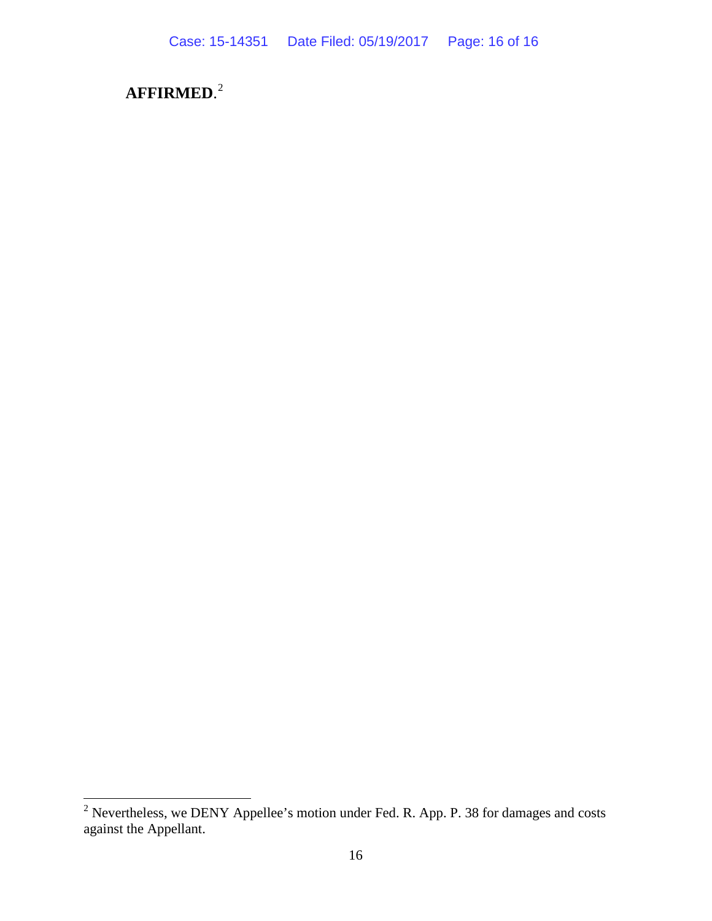**AFFIRMED**.[2]

[2] Nevertheless, we DENY Appellee's motion under Fed. R. App. P. 38 for damages and costs against the Appellant.